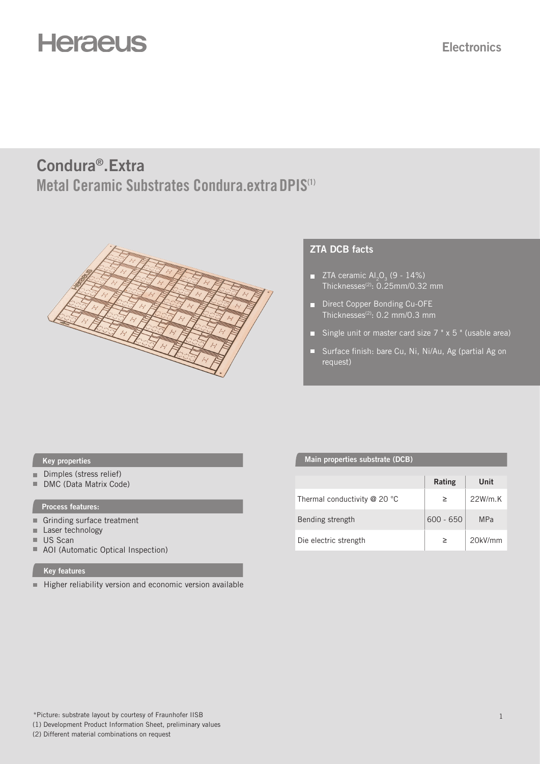Heraeus

Electronics

# Condura®.Extra

## Metal Ceramic Substrates Condura.extra DPIS[1]

### ZTA DCB facts

- ZTA ceramic $Al_2O_3$ (9 - 14%)
  Thicknesses[2]: 0.25mm/0.32 mm
- Direct Copper Bonding Cu-OFE
  Thicknesses[2]: 0.2 mm/0.3 mm
- Single unit or master card size 7 " x 5 " (usable area)
- Surface finish: bare Cu, Ni, Ni/Au, Ag (partial Ag on request)

### Key properties

- Dimples (stress relief)
- DMC (Data Matrix Code)

### Process features:

- Grinding surface treatment
- Laser technology
- US Scan
- AOI (Automatic Optical Inspection)

### Key features

- Higher reliability version and economic version available

### Main properties substrate (DCB)

| | Rating | Unit |
|---|---|---|
| Thermal conductivity @ 20 °C | ≥ | 22W/m.K |
| Bending strength | 600 - 650 | MPa |
| Die electric strength | ≥ | 20kV/mm |

*Picture: substrate layout by courtesy of Fraunhofer IISB

(1) Development Product Information Sheet, preliminary values

(2) Different material combinations on request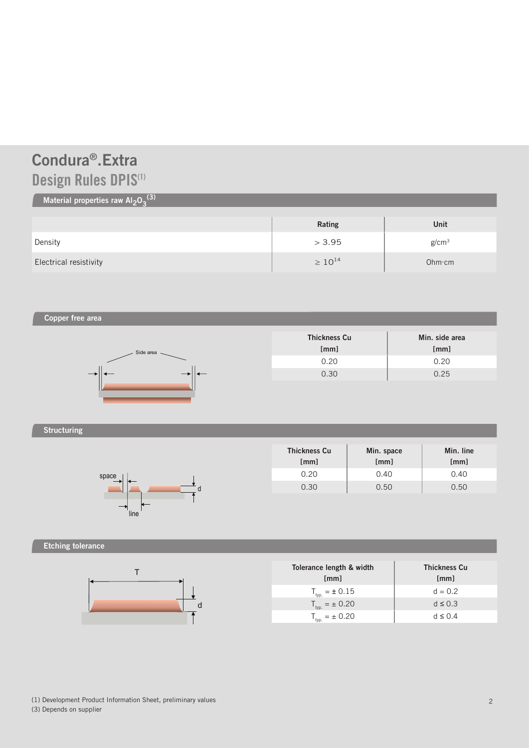# Condura®.Extra

## Design Rules DPIS[1]

### Material properties raw $Al_2O_3$[3]

| | Rating | Unit |
|---|---|---|
| Density | > 3.95 | g/cm³ |
| Electrical resistivity | ≥ $10^{14}$ | Ohm·cm |

### Copper free area

| Thickness Cu [mm] | Min. side area [mm] |
|---|---|
| 0.20 | 0.20 |
| 0.30 | 0.25 |

### Structuring

| Thickness Cu [mm] | Min. space [mm] | Min. line [mm] |
|---|---|---|
| 0.20 | 0.40 | 0.40 |
| 0.30 | 0.50 | 0.50 |

### Etching tolerance

| Tolerance length & width [mm] | Thickness Cu [mm] |
|---|---|
| $T_{typ.} = \pm 0.15$ | d = 0.2 |
| $T_{typ.} = \pm 0.20$ | d ≤ 0.3 |
| $T_{typ.} = \pm 0.20$ | d ≤ 0.4 |

(1) Development Product Information Sheet, preliminary values
(3) Depends on supplier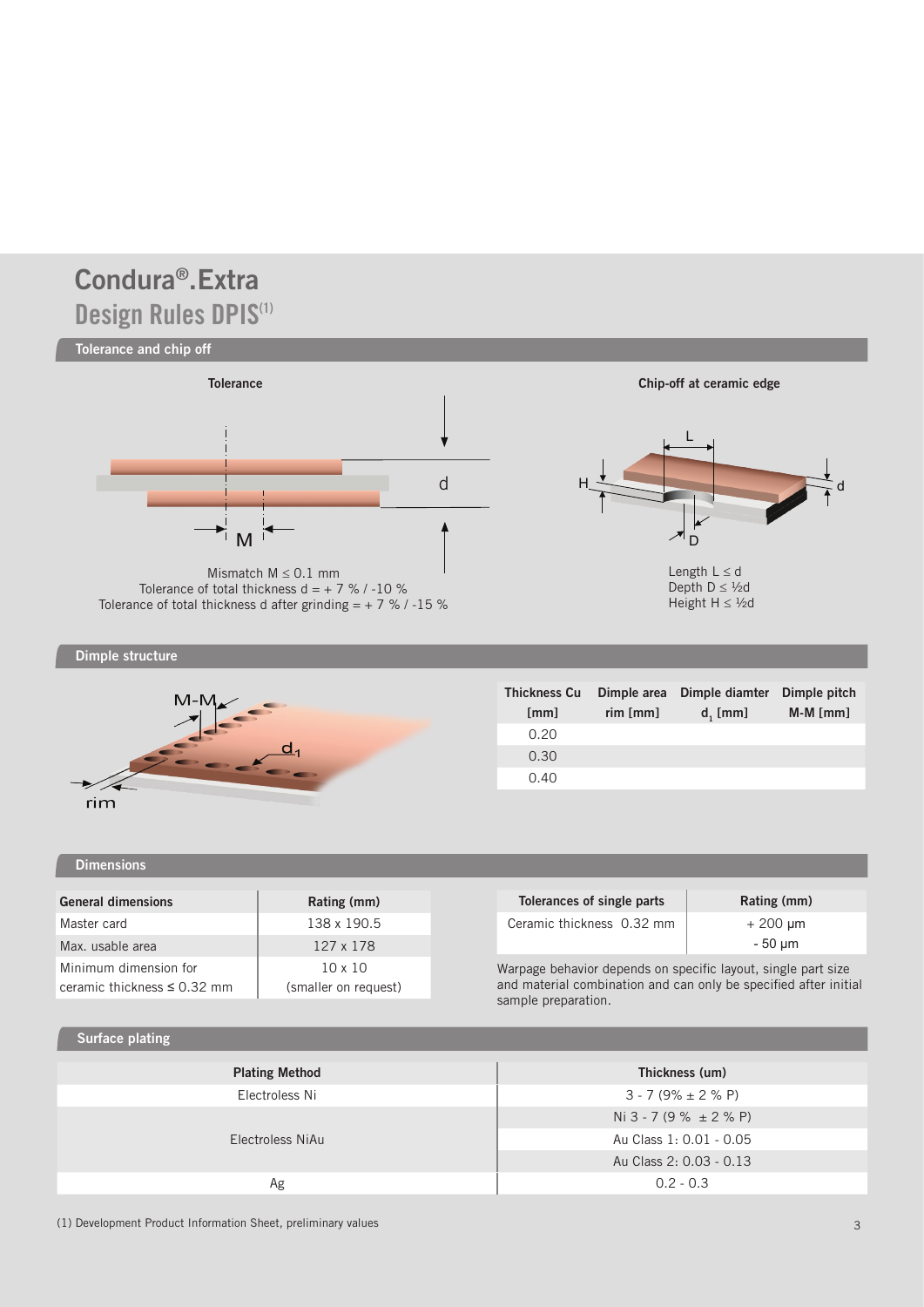# Condura®.Extra

## Design Rules DPIS(1)

### Tolerance and chip off

**Tolerance**

Mismatch M ≤ 0.1 mm
Tolerance of total thickness d = + 7 % / -10 %
Tolerance of total thickness d after grinding = + 7 % / -15 %

**Chip-off at ceramic edge**

Length L ≤ d
Depth D ≤ ½d
Height H ≤ ½d

### Dimple structure

| Thickness Cu [mm] | Dimple area rim [mm] | Dimple diamter $d_1$ [mm] | Dimple pitch M-M [mm] |
|---|---|---|---|
| 0.20 | | | |
| 0.30 | | | |
| 0.40 | | | |

### Dimensions

| General dimensions | Rating (mm) |
|---|---|
| Master card | 138 x 190.5 |
| Max. usable area | 127 x 178 |
| Minimum dimension for ceramic thickness ≤ 0.32 mm | 10 x 10 (smaller on request) |

| Tolerances of single parts | Rating (mm) |
|---|---|
| Ceramic thickness 0.32 mm | + 200 µm<br>- 50 µm |

Warpage behavior depends on specific layout, single part size and material combination and can only be specified after initial sample preparation.

### Surface plating

| Plating Method | Thickness (um) |
|---|---|
| Electroless Ni | 3 - 7 (9% ± 2 % P) |
| Electroless NiAu | Ni 3 - 7 (9 % ± 2 % P) |
| | Au Class 1: 0.01 - 0.05 |
| | Au Class 2: 0.03 - 0.13 |
| Ag | 0.2 - 0.3 |

(1) Development Product Information Sheet, preliminary values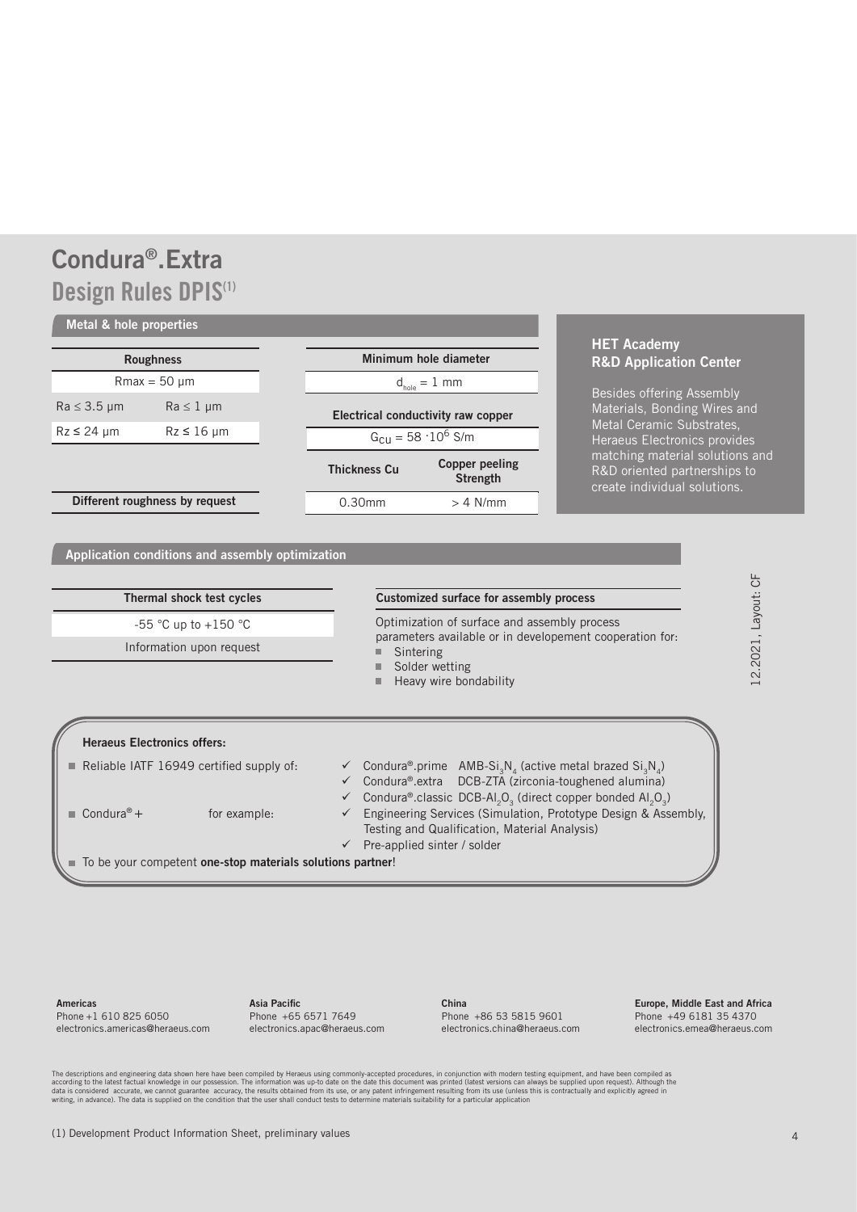# Condura®.Extra

## Design Rules DPIS(1)

### Metal & hole properties

| Roughness | |
|---|---|
| Rmax = 50 µm | |
| Ra ≤ 3.5 µm | Ra ≤ 1 µm |
| Rz ≤ 24 µm | Rz ≤ 16 µm |
| Different roughness by request | |

| Minimum hole diameter | |
|---|---|
| $d_{hole}$ = 1 mm | |

| Electrical conductivity raw copper | |
|---|---|
| $G_{Cu} = 58 \cdot 10^6$ S/m | |
| **Thickness Cu** | **Copper peeling Strength** |
| 0.30mm | > 4 N/mm |

**HET Academy**
**R&D Application Center**

Besides offering Assembly Materials, Bonding Wires and Metal Ceramic Substrates, Heraeus Electronics provides matching material solutions and R&D oriented partnerships to create individual solutions.

### Application conditions and assembly optimization

| Thermal shock test cycles |
|---|
| -55 °C up to +150 °C |
| Information upon request |

**Customized surface for assembly process**

Optimization of surface and assembly process parameters available or in developement cooperation for:

- Sintering
- Solder wetting
- Heavy wire bondability

12.2021, Layout: CF

**Heraeus Electronics offers:**

- Reliable IATF 16949 certified supply of:
  - ✓ Condura®.prime AMB-$Si_3N_4$ (active metal brazed $Si_3N_4$)
  - ✓ Condura®.extra DCB-ZTA (zirconia-toughened alumina)
  - ✓ Condura®.classic DCB-$Al_2O_3$ (direct copper bonded $Al_2O_3$)
- Condura®+ for example:
  - ✓ Engineering Services (Simulation, Prototype Design & Assembly, Testing and Qualification, Material Analysis)
  - ✓ Pre-applied sinter / solder
- To be your competent **one-stop materials solutions partner**!

**Americas**
Phone +1 610 825 6050
electronics.americas@heraeus.com

**Asia Pacific**
Phone +65 6571 7649
electronics.apac@heraeus.com

**China**
Phone +86 53 5815 9601
electronics.china@heraeus.com

**Europe, Middle East and Africa**
Phone +49 6181 35 4370
electronics.emea@heraeus.com

The descriptions and engineering data shown here have been compiled by Heraeus using commonly-accepted procedures, in conjunction with modern testing equipment, and have been compiled as according to the latest factual knowledge in our possession. The information was up-to date on the date this document was printed (latest versions can always be supplied upon request). Although the data is considered accurate, we cannot guarantee accuracy, the results obtained from its use, or any patent infringement resulting from its use (unless this is contractually and explicitly agreed in writing, in advance). The data is supplied on the condition that the user shall conduct tests to determine materials suitability for a particular application

(1) Development Product Information Sheet, preliminary values